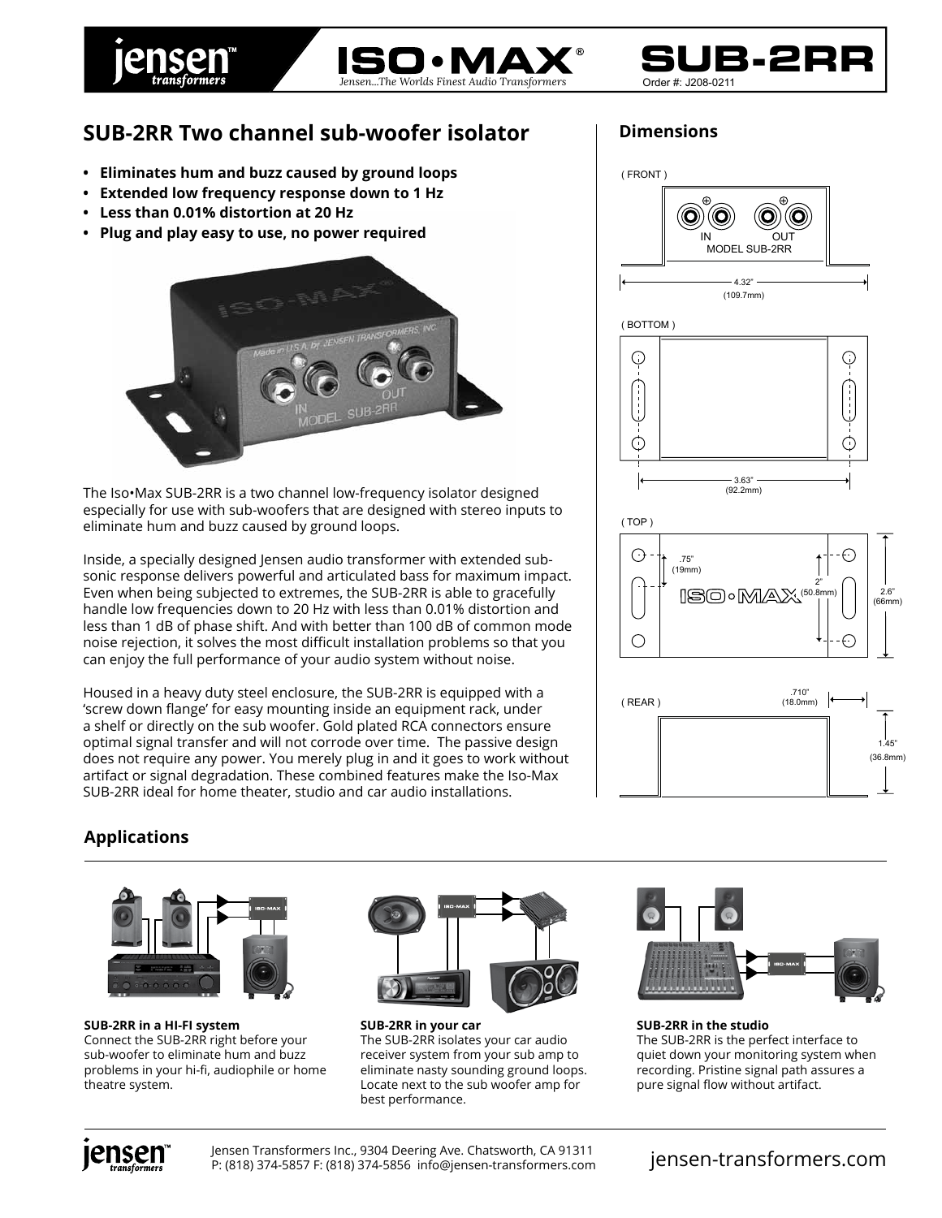jensen™ transformers

ISO•MAX®

*Jensen...The Worlds Finest Audio Transformers*

# SUB-2RR

Order #: J208-0211

## SUB-2RR Two channel sub-woofer isolator

- **Eliminates hum and buzz caused by ground loops**
- **Extended low frequency response down to 1 Hz**
- **Less than 0.01% distortion at 20 Hz**
- **Plug and play easy to use, no power required**

The Iso•Max SUB-2RR is a two channel low-frequency isolator designed especially for use with sub-woofers that are designed with stereo inputs to eliminate hum and buzz caused by ground loops.

Inside, a specially designed Jensen audio transformer with extended sub-sonic response delivers powerful and articulated bass for maximum impact. Even when being subjected to extremes, the SUB-2RR is able to gracefully handle low frequencies down to 20 Hz with less than 0.01% distortion and less than 1 dB of phase shift. And with better than 100 dB of common mode noise rejection, it solves the most difficult installation problems so that you can enjoy the full performance of your audio system without noise.

Housed in a heavy duty steel enclosure, the SUB-2RR is equipped with a 'screw down flange' for easy mounting inside an equipment rack, under a shelf or directly on the sub woofer. Gold plated RCA connectors ensure optimal signal transfer and will not corrode over time. The passive design does not require any power. You merely plug in and it goes to work without artifact or signal degradation. These combined features make the Iso-Max SUB-2RR ideal for home theater, studio and car audio installations.

## Dimensions

( FRONT )

IN OUT
MODEL SUB-2RR

4.32" (109.7mm)

( BOTTOM )

3.63" (92.2mm)

( TOP )

.75" (19mm)

2" (50.8mm)

2.6" (66mm)

( REAR )

.710" (18.0mm)

1.45" (36.8mm)

## Applications

**SUB-2RR in a HI-FI system**
Connect the SUB-2RR right before your sub-woofer to eliminate hum and buzz problems in your hi-fi, audiophile or home theatre system.

**SUB-2RR in your car**
The SUB-2RR isolates your car audio receiver system from your sub amp to eliminate nasty sounding ground loops. Locate next to the sub woofer amp for best performance.

**SUB-2RR in the studio**
The SUB-2RR is the perfect interface to quiet down your monitoring system when recording. Pristine signal path assures a pure signal flow without artifact.

Jensen Transformers Inc., 9304 Deering Ave. Chatsworth, CA 91311
P: (818) 374-5857 F: (818) 374-5856 info@jensen-transformers.com

jensen-transformers.com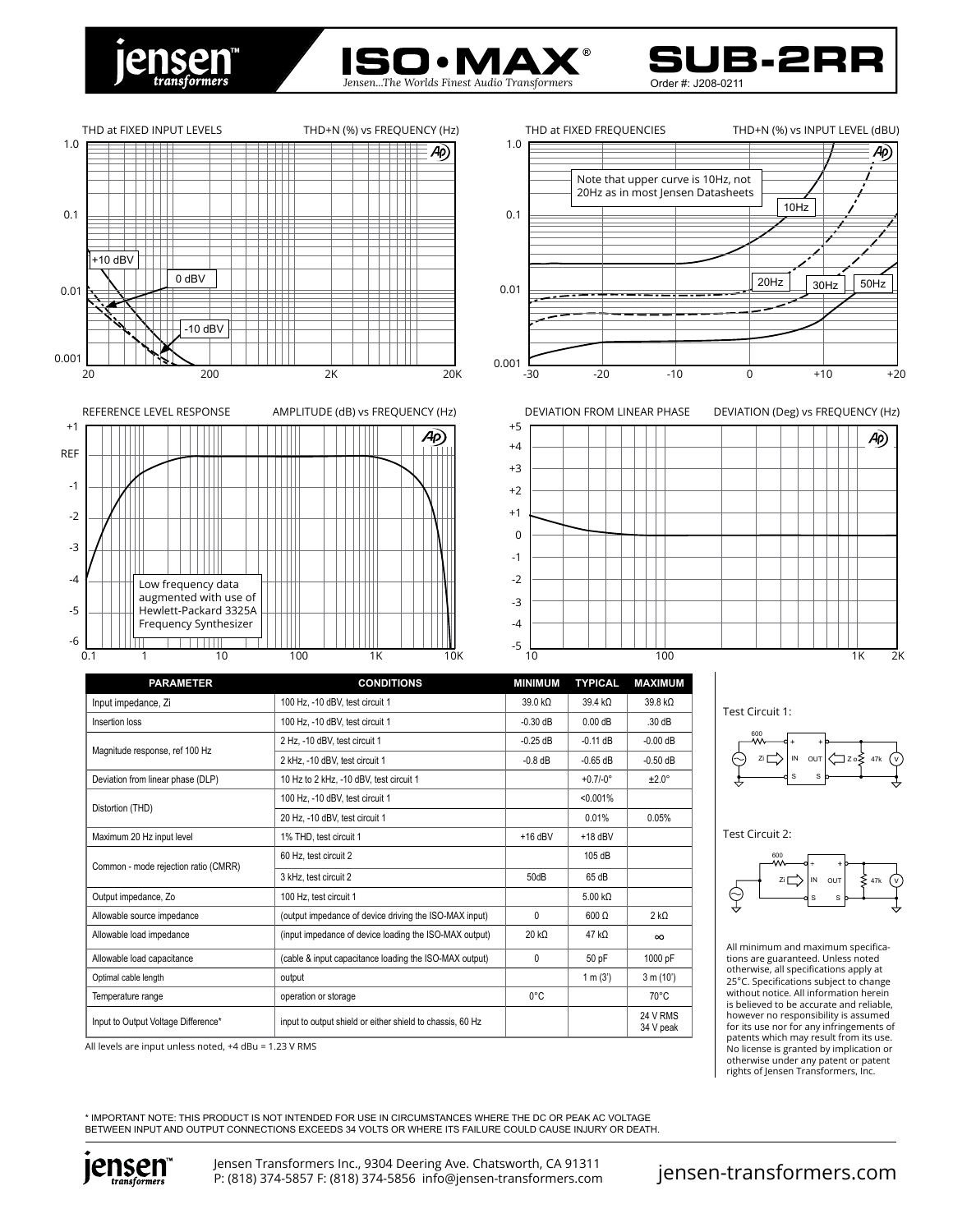# jensen transformers ISO•MAX® SUB-2RR

*Jensen...The Worlds Finest Audio Transformers*

Order #: J208-0211

THD at FIXED INPUT LEVELS

THD+N (%) vs FREQUENCY (Hz)

1.0
0.1
0.01
0.001
20
200
2K
20K

+10 dBV
0 dBV
-10 dBV

THD at FIXED FREQUENCIES

THD+N (%) vs INPUT LEVEL (dBU)

1.0
0.1
0.01
0.001
-30
-20
-10
0
+10
+20

Note that upper curve is 10Hz, not 20Hz as in most Jensen Datasheets

10Hz
20Hz
30Hz
50Hz

REFERENCE LEVEL RESPONSE

AMPLITUDE (dB) vs FREQUENCY (Hz)

+1
REF
-1
-2
-3
-4
-5
-6
0.1
1
10
100
1K
10K

Low frequency data augmented with use of Hewlett-Packard 3325A Frequency Synthesizer

DEVIATION FROM LINEAR PHASE

DEVIATION (Deg) vs FREQUENCY (Hz)

+5
+4
+3
+2
+1
0
-1
-2
-3
-4
-5
10
100
1K
2K

| PARAMETER | CONDITIONS | MINIMUM | TYPICAL | MAXIMUM |
|---|---|---|---|---|
| Input impedance, Zi | 100 Hz, -10 dBV, test circuit 1 | 39.0 kΩ | 39.4 kΩ | 39.8 kΩ |
| Insertion loss | 100 Hz, -10 dBV, test circuit 1 | -0.30 dB | 0.00 dB | .30 dB |
| Magnitude response, ref 100 Hz | 2 Hz, -10 dBV, test circuit 1 | -0.25 dB | -0.11 dB | -0.00 dB |
| | 2 kHz, -10 dBV, test circuit 1 | -0.8 dB | -0.65 dB | -0.50 dB |
| Deviation from linear phase (DLP) | 10 Hz to 2 kHz, -10 dBV, test circuit 1 | | +0.7/-0° | ±2.0° |
| Distortion (THD) | 100 Hz, -10 dBV, test circuit 1 | | <0.001% | |
| | 20 Hz, -10 dBV, test circuit 1 | | 0.01% | 0.05% |
| Maximum 20 Hz input level | 1% THD, test circuit 1 | +16 dBV | +18 dBV | |
| Common - mode rejection ratio (CMRR) | 60 Hz, test circuit 2 | | 105 dB | |
| | 3 kHz, test circuit 2 | 50dB | 65 dB | |
| Output impedance, Zo | 100 Hz, test circuit 1 | | 5.00 kΩ | |
| Allowable source impedance | (output impedance of device driving the ISO-MAX input) | 0 | 600 Ω | 2 kΩ |
| Allowable load impedance | (input impedance of device loading the ISO-MAX output) | 20 kΩ | 47 kΩ | ∞ |
| Allowable load capacitance | (cable & input capacitance loading the ISO-MAX output) | 0 | 50 pF | 1000 pF |
| Optimal cable length | output | | 1 m (3') | 3 m (10') |
| Temperature range | operation or storage | 0°C | | 70°C |
| Input to Output Voltage Difference* | input to output shield or either shield to chassis, 60 Hz | | | 24 V RMS 34 V peak |

All levels are input unless noted, +4 dBu = 1.23 V RMS

Test Circuit 1:

600
Zi
IN
OUT
Zo
47k
V
S
S

Test Circuit 2:

600
Zi
IN
OUT
47k
V
S
S

All minimum and maximum specifications are guaranteed. Unless noted otherwise, all specifications apply at 25°C. Specifications subject to change without notice. All information herein is believed to be accurate and reliable, however no responsibility is assumed for its use nor for any infringements of patents which may result from its use. No license is granted by implication or otherwise under any patent or patent rights of Jensen Transformers, Inc.

* IMPORTANT NOTE: THIS PRODUCT IS NOT INTENDED FOR USE IN CIRCUMSTANCES WHERE THE DC OR PEAK AC VOLTAGE BETWEEN INPUT AND OUTPUT CONNECTIONS EXCEEDS 34 VOLTS OR WHERE ITS FAILURE COULD CAUSE INJURY OR DEATH.

Jensen Transformers Inc., 9304 Deering Ave. Chatsworth, CA 91311
P: (818) 374-5857 F: (818) 374-5856 info@jensen-transformers.com

jensen-transformers.com